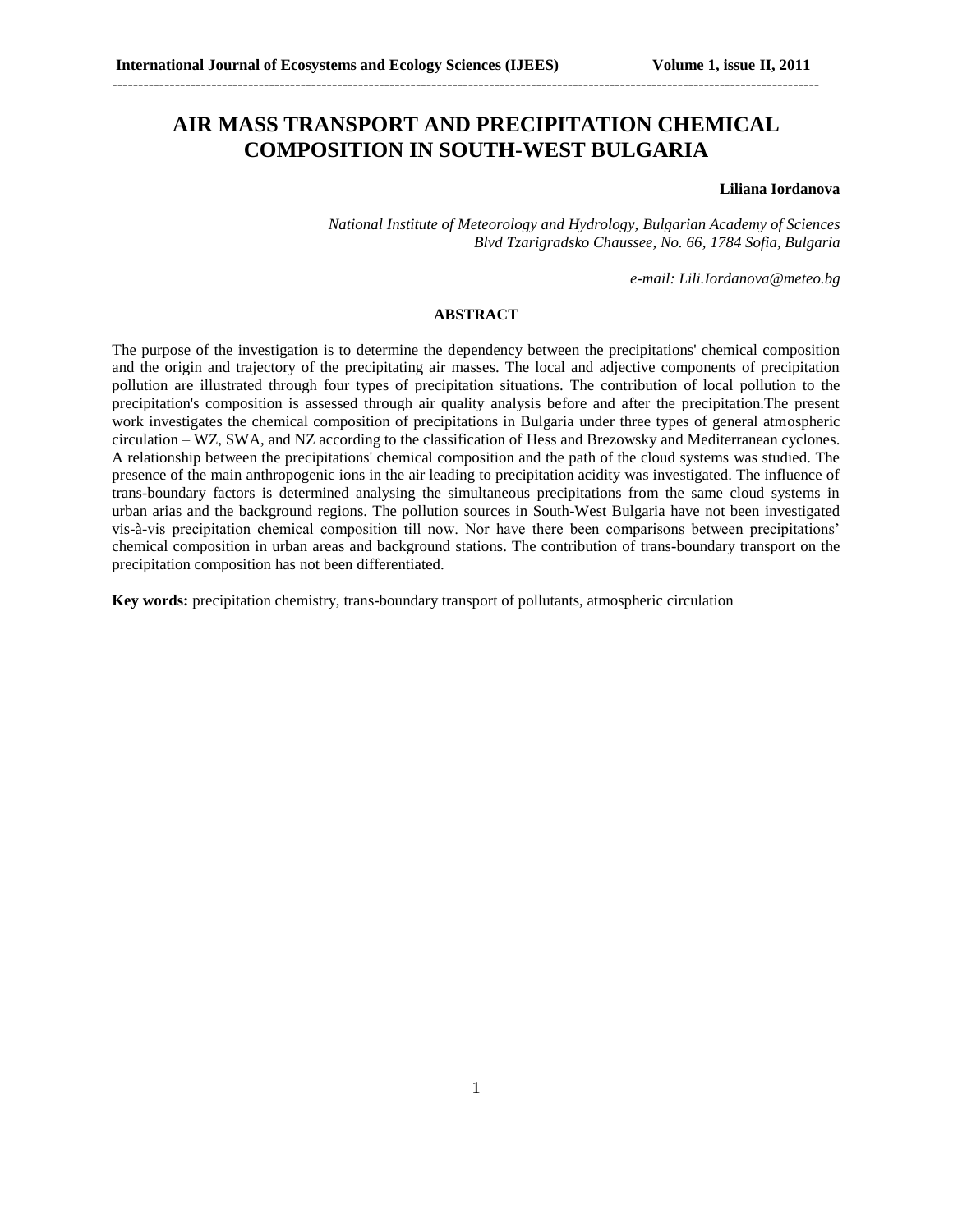# AIR MASS TRANSPORT AND PRECIPITATION CHEMICAL COMPOSITION IN SOUTH-WEST BULGARIA

**Liliana Iordanova**

*National Institute of Meteorology and Hydrology, Bulgarian Academy of Sciences*
*Blvd Tzarigradsko Chaussee, No. 66, 1784 Sofia, Bulgaria*

*e-mail: Lili.Iordanova@meteo.bg*

## ABSTRACT

The purpose of the investigation is to determine the dependency between the precipitations' chemical composition and the origin and trajectory of the precipitating air masses. The local and adjective components of precipitation pollution are illustrated through four types of precipitation situations. The contribution of local pollution to the precipitation's composition is assessed through air quality analysis before and after the precipitation.The present work investigates the chemical composition of precipitations in Bulgaria under three types of general atmospheric circulation – WZ, SWA, and NZ according to the classification of Hess and Brezowsky and Mediterranean cyclones. A relationship between the precipitations' chemical composition and the path of the cloud systems was studied. The presence of the main anthropogenic ions in the air leading to precipitation acidity was investigated. The influence of trans-boundary factors is determined analysing the simultaneous precipitations from the same cloud systems in urban arias and the background regions. The pollution sources in South-West Bulgaria have not been investigated vis-à-vis precipitation chemical composition till now. Nor have there been comparisons between precipitations' chemical composition in urban areas and background stations. The contribution of trans-boundary transport on the precipitation composition has not been differentiated.

**Key words:** precipitation chemistry, trans-boundary transport of pollutants, atmospheric circulation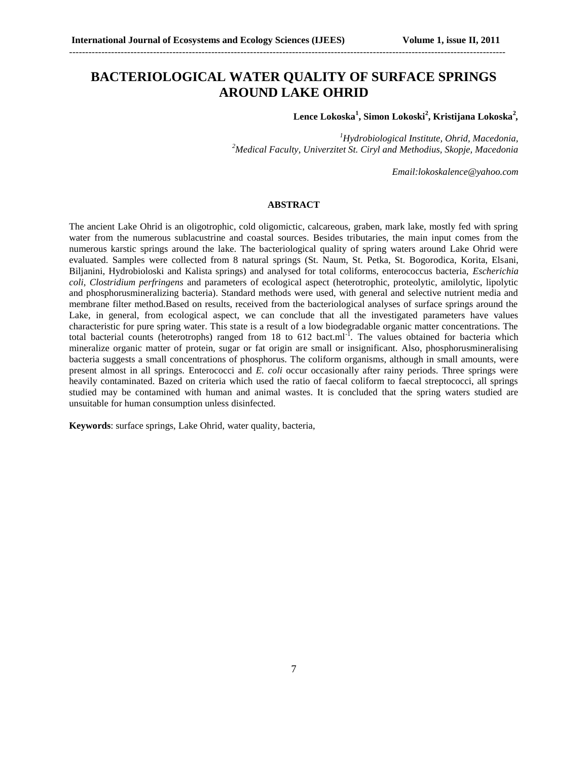# BACTERIOLOGICAL WATER QUALITY OF SURFACE SPRINGS AROUND LAKE OHRID

**Lence Lokoska[1], Simon Lokoski[2], Kristijana Lokoska[2],**

*[1]Hydrobiological Institute, Ohrid, Macedonia,*
*[2]Medical Faculty, Univerzitet St. Ciryl and Methodius, Skopje, Macedonia*

*Email:lokoskalence@yahoo.com*

## ABSTRACT

The ancient Lake Ohrid is an oligotrophic, cold oligomictic, calcareous, graben, mark lake, mostly fed with spring water from the numerous sublacustrine and coastal sources. Besides tributaries, the main input comes from the numerous karstic springs around the lake. The bacteriological quality of spring waters around Lake Ohrid were evaluated. Samples were collected from 8 natural springs (St. Naum, St. Petka, St. Bogorodica, Korita, Elsani, Biljanini, Hydrobioloski and Kalista springs) and analysed for total coliforms, enterococcus bacteria, *Escherichia coli*, *Clostridium perfringens* and parameters of ecological aspect (heterotrophic, proteolytic, amilolytic, lipolytic and phosphorusmineralizing bacteria). Standard methods were used, with general and selective nutrient media and membrane filter method.Based on results, received from the bacteriological analyses of surface springs around the Lake, in general, from ecological aspect, we can conclude that all the investigated parameters have values characteristic for pure spring water. This state is a result of a low biodegradable organic matter concentrations. The total bacterial counts (heterotrophs) ranged from 18 to 612 bact.ml$^{-1}$. The values obtained for bacteria which mineralize organic matter of protein, sugar or fat origin are small or insignificant. Also, phosphorusmineralising bacteria suggests a small concentrations of phosphorus. The coliform organisms, although in small amounts, were present almost in all springs. Enterococci and *E. coli* occur occasionally after rainy periods. Three springs were heavily contaminated. Bazed on criteria which used the ratio of faecal coliform to faecal streptococci, all springs studied may be contamined with human and animal wastes. It is concluded that the spring waters studied are unsuitable for human consumption unless disinfected.

**Keywords**: surface springs, Lake Ohrid, water quality, bacteria,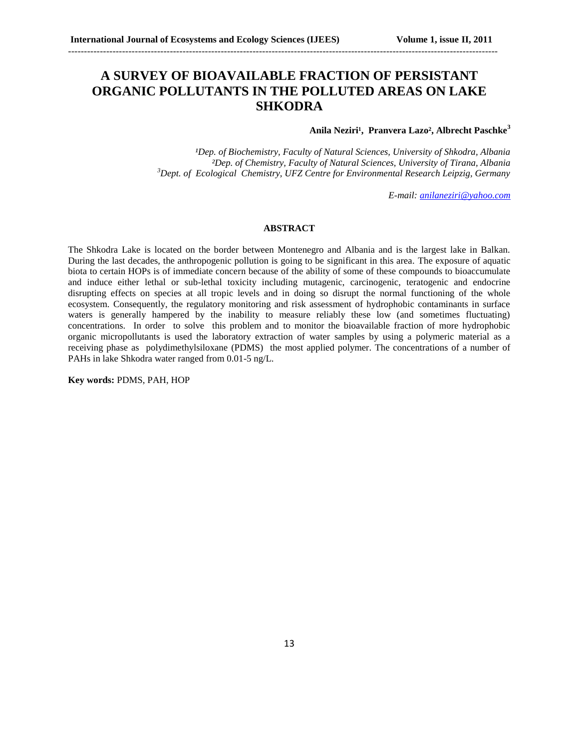# A SURVEY OF BIOAVAILABLE FRACTION OF PERSISTANT ORGANIC POLLUTANTS IN THE POLLUTED AREAS ON LAKE SHKODRA

**Anila Neziri[1], Pranvera Lazo[2], Albrecht Paschke[3]**

*[1]Dep. of Biochemistry, Faculty of Natural Sciences, University of Shkodra, Albania*
*[2]Dep. of Chemistry, Faculty of Natural Sciences, University of Tirana, Albania*
*[3]Dept. of Ecological Chemistry, UFZ Centre for Environmental Research Leipzig, Germany*

*E-mail: anilaneziri@yahoo.com*

## ABSTRACT

The Shkodra Lake is located on the border between Montenegro and Albania and is the largest lake in Balkan. During the last decades, the anthropogenic pollution is going to be significant in this area. The exposure of aquatic biota to certain HOPs is of immediate concern because of the ability of some of these compounds to bioaccumulate and induce either lethal or sub-lethal toxicity including mutagenic, carcinogenic, teratogenic and endocrine disrupting effects on species at all tropic levels and in doing so disrupt the normal functioning of the whole ecosystem. Consequently, the regulatory monitoring and risk assessment of hydrophobic contaminants in surface waters is generally hampered by the inability to measure reliably these low (and sometimes fluctuating) concentrations. In order to solve this problem and to monitor the bioavailable fraction of more hydrophobic organic micropollutants is used the laboratory extraction of water samples by using a polymeric material as a receiving phase as polydimethylsiloxane (PDMS) the most applied polymer. The concentrations of a number of PAHs in lake Shkodra water ranged from 0.01-5 ng/L.

**Key words:** PDMS, PAH, HOP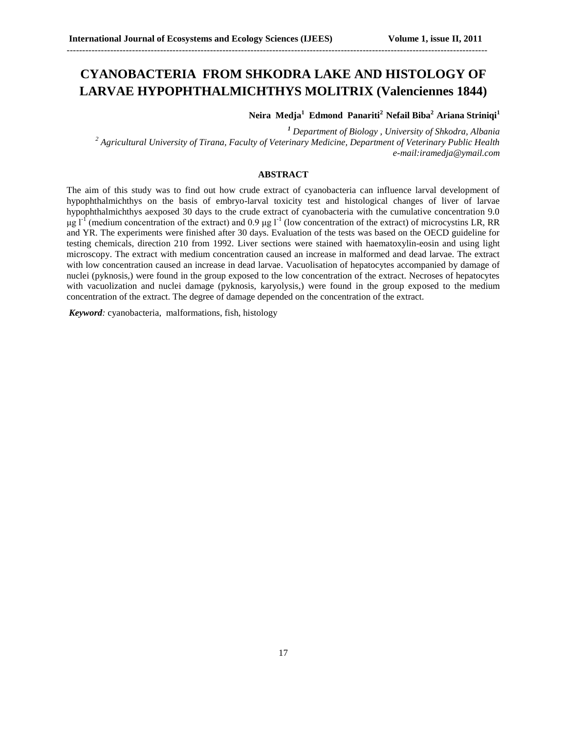# CYANOBACTERIA FROM SHKODRA LAKE AND HISTOLOGY OF LARVAE HYPOPHTHALMICHTHYS MOLITRIX (Valenciennes 1844)

**Neira Medja[1] Edmond Panariti[2] Nefail Biba[2] Ariana Striniqi[1]**

*[1] Department of Biology , University of Shkodra, Albania*
*[2] Agricultural University of Tirana, Faculty of Veterinary Medicine, Department of Veterinary Public Health*
*e-mail:iramedja@ymail.com*

## ABSTRACT

The aim of this study was to find out how crude extract of cyanobacteria can influence larval development of hypophthalmichthys on the basis of embryo-larval toxicity test and histological changes of liver of larvae hypophthalmichthys aexposed 30 days to the crude extract of cyanobacteria with the cumulative concentration 9.0 $\mu g\ l^{-1}$ (medium concentration of the extract) and 0.9 $\mu g\ l^{-1}$ (low concentration of the extract) of microcystins LR, RR and YR. The experiments were finished after 30 days. Evaluation of the tests was based on the OECD guideline for testing chemicals, direction 210 from 1992. Liver sections were stained with haematoxylin-eosin and using light microscopy. The extract with medium concentration caused an increase in malformed and dead larvae. The extract with low concentration caused an increase in dead larvae. Vacuolisation of hepatocytes accompanied by damage of nuclei (pyknosis,) were found in the group exposed to the low concentration of the extract. Necroses of hepatocytes with vacuolization and nuclei damage (pyknosis, karyolysis,) were found in the group exposed to the medium concentration of the extract. The degree of damage depended on the concentration of the extract.

***Keyword:*** cyanobacteria, malformations, fish, histology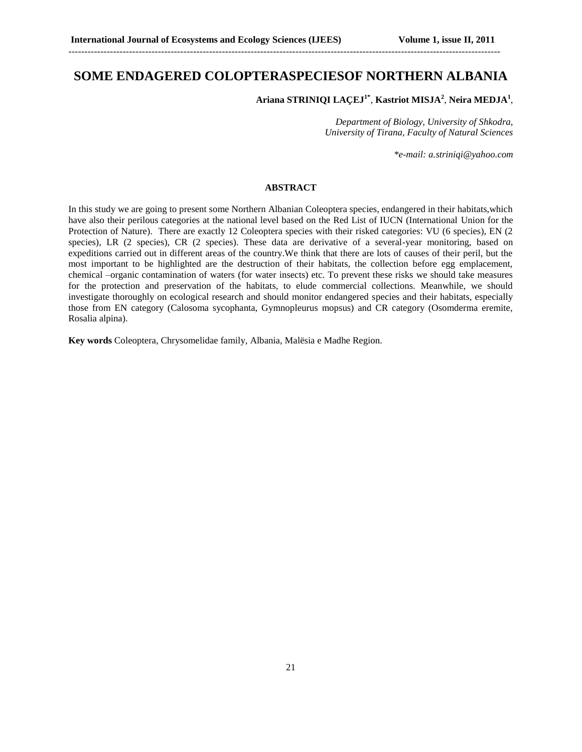# SOME ENDAGERED COLOPTERASPECIESOF NORTHERN ALBANIA

**Ariana STRINIQI LAÇEJ[1*], Kastriot MISJA[2], Neira MEDJA[1]**,

*Department of Biology, University of Shkodra,*
*University of Tirana, Faculty of Natural Sciences*

*\*e-mail: a.striniqi@yahoo.com*

### ABSTRACT

In this study we are going to present some Northern Albanian Coleoptera species, endangered in their habitats,which have also their perilous categories at the national level based on the Red List of IUCN (International Union for the Protection of Nature). There are exactly 12 Coleoptera species with their risked categories: VU (6 species), EN (2 species), LR (2 species), CR (2 species). These data are derivative of a several-year monitoring, based on expeditions carried out in different areas of the country.We think that there are lots of causes of their peril, but the most important to be highlighted are the destruction of their habitats, the collection before egg emplacement, chemical –organic contamination of waters (for water insects) etc. To prevent these risks we should take measures for the protection and preservation of the habitats, to elude commercial collections. Meanwhile, we should investigate thoroughly on ecological research and should monitor endangered species and their habitats, especially those from EN category (Calosoma sycophanta, Gymnopleurus mopsus) and CR category (Osomderma eremite, Rosalia alpina).

**Key words** Coleoptera, Chrysomelidae family, Albania, Malësia e Madhe Region.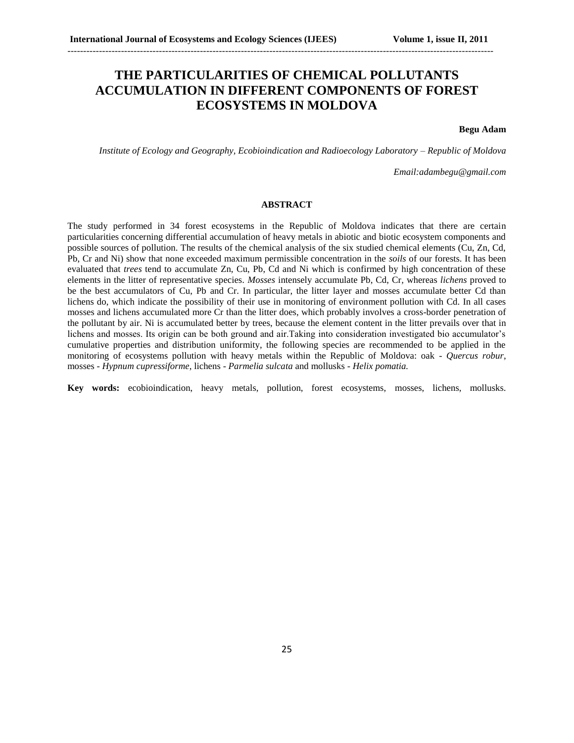# THE PARTICULARITIES OF CHEMICAL POLLUTANTS ACCUMULATION IN DIFFERENT COMPONENTS OF FOREST ECOSYSTEMS IN MOLDOVA

**Begu Adam**

*Institute of Ecology and Geography, Ecobioindication and Radioecology Laboratory – Republic of Moldova*

*Email:adambegu@gmail.com*

## ABSTRACT

The study performed in 34 forest ecosystems in the Republic of Moldova indicates that there are certain particularities concerning differential accumulation of heavy metals in abiotic and biotic ecosystem components and possible sources of pollution. The results of the chemical analysis of the six studied chemical elements (Cu, Zn, Cd, Pb, Cr and Ni) show that none exceeded maximum permissible concentration in the *soils* of our forests. It has been evaluated that *trees* tend to accumulate Zn, Cu, Pb, Cd and Ni which is confirmed by high concentration of these elements in the litter of representative species. *Mosses* intensely accumulate Pb, Cd, Cr, whereas *lichens* proved to be the best accumulators of Cu, Pb and Cr. In particular, the litter layer and mosses accumulate better Cd than lichens do, which indicate the possibility of their use in monitoring of environment pollution with Cd. In all cases mosses and lichens accumulated more Cr than the litter does, which probably involves a cross-border penetration of the pollutant by air. Ni is accumulated better by trees, because the element content in the litter prevails over that in lichens and mosses. Its origin can be both ground and air.Taking into consideration investigated bio accumulator's cumulative properties and distribution uniformity, the following species are recommended to be applied in the monitoring of ecosystems pollution with heavy metals within the Republic of Moldova: oak - *Quercus robur*, mosses - *Hypnum cupressiforme*, lichens - *Parmelia sulcata* and mollusks - *Helix pomatia.*

**Key words:** ecobioindication, heavy metals, pollution, forest ecosystems, mosses, lichens, mollusks.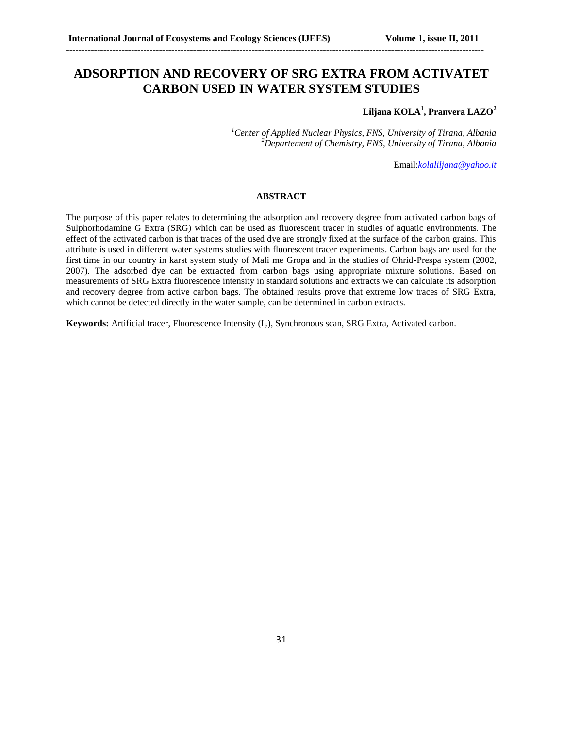# ADSORPTION AND RECOVERY OF SRG EXTRA FROM ACTIVATET CARBON USED IN WATER SYSTEM STUDIES

**Liljana KOLA[1], Pranvera LAZO[2]**

*[1]Center of Applied Nuclear Physics, FNS, University of Tirana, Albania*
*[2]Departement of Chemistry, FNS, University of Tirana, Albania*

Email:kolaliljana@yahoo.it

### ABSTRACT

The purpose of this paper relates to determining the adsorption and recovery degree from activated carbon bags of Sulphorhodamine G Extra (SRG) which can be used as fluorescent tracer in studies of aquatic environments. The effect of the activated carbon is that traces of the used dye are strongly fixed at the surface of the carbon grains. This attribute is used in different water systems studies with fluorescent tracer experiments. Carbon bags are used for the first time in our country in karst system study of Mali me Gropa and in the studies of Ohrid-Prespa system (2002, 2007). The adsorbed dye can be extracted from carbon bags using appropriate mixture solutions. Based on measurements of SRG Extra fluorescence intensity in standard solutions and extracts we can calculate its adsorption and recovery degree from active carbon bags. The obtained results prove that extreme low traces of SRG Extra, which cannot be detected directly in the water sample, can be determined in carbon extracts.

**Keywords:** Artificial tracer, Fluorescence Intensity ($I_F$), Synchronous scan, SRG Extra, Activated carbon.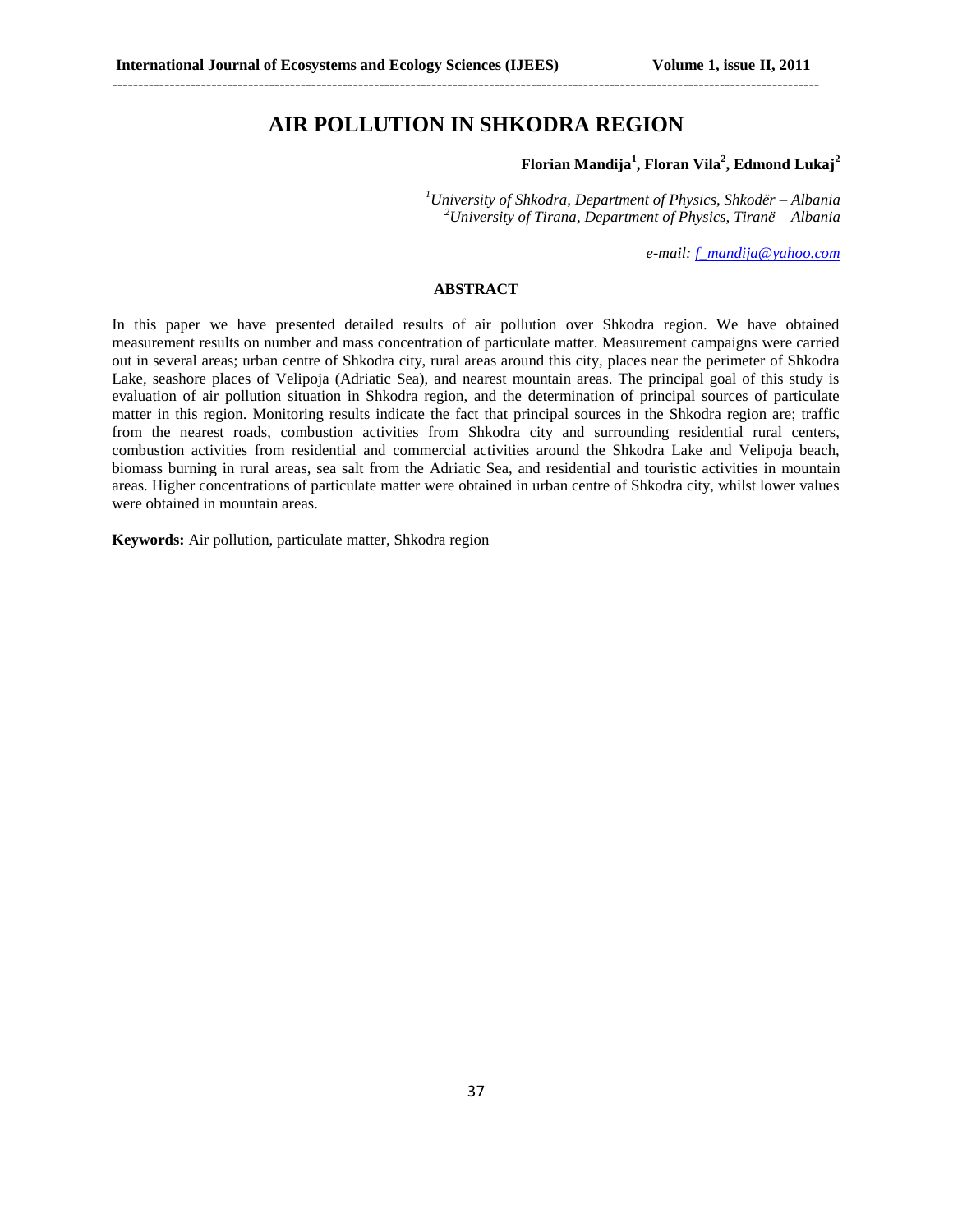# AIR POLLUTION IN SHKODRA REGION

**Florian Mandija[1], Floran Vila[2], Edmond Lukaj[2]**

*[1]University of Shkodra, Department of Physics, Shkodër – Albania*
*[2]University of Tirana, Department of Physics, Tiranë – Albania*

*e-mail: f_mandija@yahoo.com*

## ABSTRACT

In this paper we have presented detailed results of air pollution over Shkodra region. We have obtained measurement results on number and mass concentration of particulate matter. Measurement campaigns were carried out in several areas; urban centre of Shkodra city, rural areas around this city, places near the perimeter of Shkodra Lake, seashore places of Velipoja (Adriatic Sea), and nearest mountain areas. The principal goal of this study is evaluation of air pollution situation in Shkodra region, and the determination of principal sources of particulate matter in this region. Monitoring results indicate the fact that principal sources in the Shkodra region are; traffic from the nearest roads, combustion activities from Shkodra city and surrounding residential rural centers, combustion activities from residential and commercial activities around the Shkodra Lake and Velipoja beach, biomass burning in rural areas, sea salt from the Adriatic Sea, and residential and touristic activities in mountain areas. Higher concentrations of particulate matter were obtained in urban centre of Shkodra city, whilst lower values were obtained in mountain areas.

**Keywords:** Air pollution, particulate matter, Shkodra region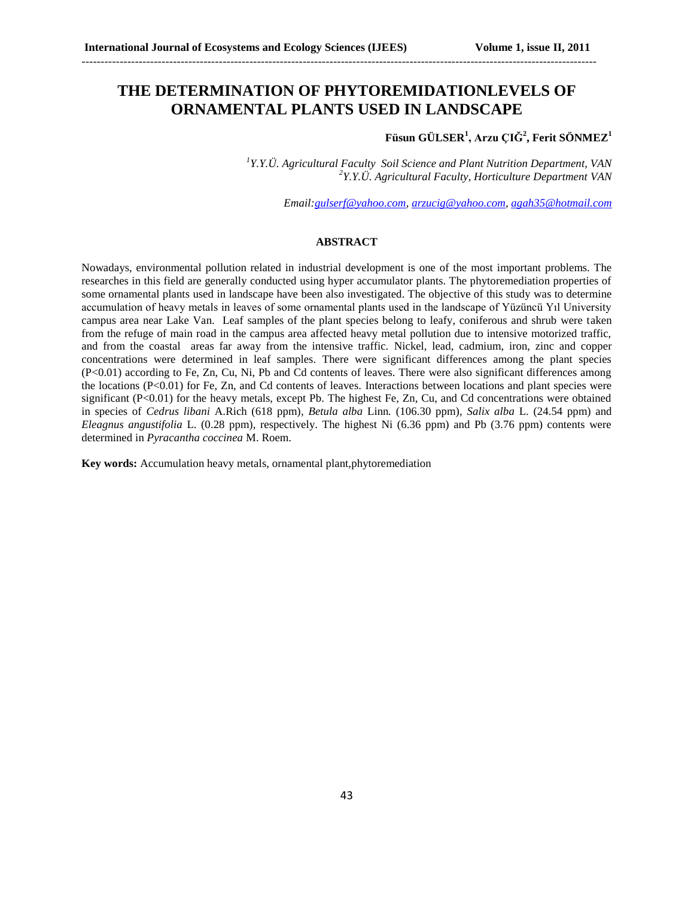# THE DETERMINATION OF PHYTOREMIDATIONLEVELS OF ORNAMENTAL PLANTS USED IN LANDSCAPE

**Füsun GÜLSER[1], Arzu ÇIĞ[2], Ferit SÖNMEZ[1]**

*[1]Y.Y.Ü. Agricultural Faculty Soil Science and Plant Nutrition Department, VAN*
*[2]Y.Y.Ü. Agricultural Faculty, Horticulture Department VAN*

*Email:gulserf@yahoo.com, arzucig@yahoo.com, agah35@hotmail.com*

## ABSTRACT

Nowadays, environmental pollution related in industrial development is one of the most important problems. The researches in this field are generally conducted using hyper accumulator plants. The phytoremediation properties of some ornamental plants used in landscape have been also investigated. The objective of this study was to determine accumulation of heavy metals in leaves of some ornamental plants used in the landscape of Yüzüncü Yıl University campus area near Lake Van. Leaf samples of the plant species belong to leafy, coniferous and shrub were taken from the refuge of main road in the campus area affected heavy metal pollution due to intensive motorized traffic, and from the coastal areas far away from the intensive traffic. Nickel, lead, cadmium, iron, zinc and copper concentrations were determined in leaf samples. There were significant differences among the plant species ($P<0.01$) according to Fe, Zn, Cu, Ni, Pb and Cd contents of leaves. There were also significant differences among the locations ($P<0.01$) for Fe, Zn, and Cd contents of leaves. Interactions between locations and plant species were significant ($P<0.01$) for the heavy metals, except Pb. The highest Fe, Zn, Cu, and Cd concentrations were obtained in species of *Cedrus libani* A.Rich (618 ppm), *Betula alba* Linn. (106.30 ppm), *Salix alba* L. (24.54 ppm) and *Eleagnus angustifolia* L. (0.28 ppm), respectively. The highest Ni (6.36 ppm) and Pb (3.76 ppm) contents were determined in *Pyracantha coccinea* M. Roem.

**Key words:** Accumulation heavy metals, ornamental plant,phytoremediation